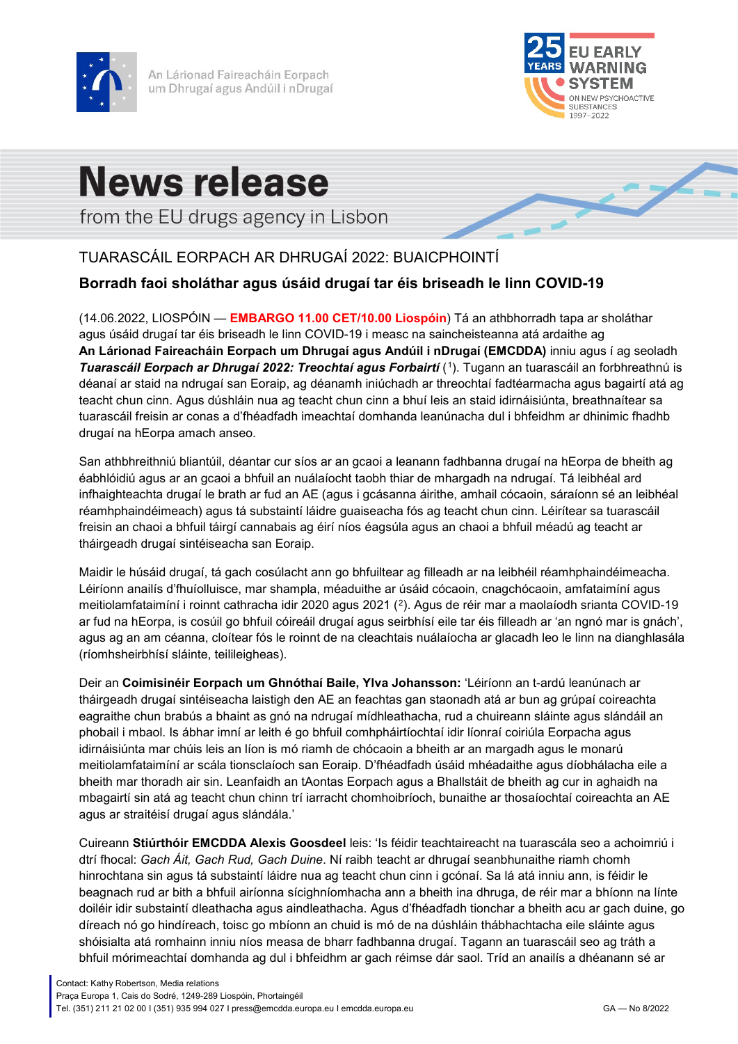An Lárionad Faireacháin Eorpach um Dhrugaí agus Andúil i nDrugaí

25 YEARS EU EARLY WARNING SYSTEM ON NEW PSYCHOACTIVE SUBSTANCES 1997–2022

# News release

from the EU drugs agency in Lisbon

## TUARASCÁIL EORPACH AR DHRUGAÍ 2022: BUAICPHOINTÍ

### Borradh faoi sholáthar agus úsáid drugaí tar éis briseadh le linn COVID-19

(14.06.2022, LIOSPÓIN — **EMBARGO 11.00 CET/10.00 Liospóin**) Tá an athbhorradh tapa ar sholáthar agus úsáid drugaí tar éis briseadh le linn COVID-19 i measc na saincheisteanna atá ardaithe ag **An Lárionad Faireacháin Eorpach um Dhrugaí agus Andúil i nDrugaí (EMCDDA)** inniu agus í ag seoladh ***Tuarascáil Eorpach ar Dhrugaí 2022: Treochtaí agus Forbairtí*** ([1]). Tugann an tuarascáil an forbhreathnú is déanaí ar staid na ndrugaí san Eoraip, ag déanamh iniúchadh ar threochtaí fadtéarmacha agus bagairtí atá ag teacht chun cinn. Agus dúshláin nua ag teacht chun cinn a bhuí leis an staid idirnáisiúnta, breathnaítear sa tuarascáil freisin ar conas a d'fhéadfadh imeachtaí domhanda leanúnacha dul i bhfeidhm ar dhinimic fhadhb drugaí na hEorpa amach anseo.

San athbhreithniú bliantúil, déantar cur síos ar an gcaoi a leanann fadhbanna drugaí na hEorpa de bheith ag éabhlóidiú agus ar an gcaoi a bhfuil an nuálaíocht taobh thiar de mhargadh na ndrugaí. Tá leibhéal ard infhaighteachta drugaí le brath ar fud an AE (agus i gcásanna áirithe, amhail cócaoin, sáraíonn sé an leibhéal réamhphaindéimeach) agus tá substaintí láidre guaiseacha fós ag teacht chun cinn. Léirítear sa tuarascáil freisin an chaoi a bhfuil táirgí cannabais ag éirí níos éagsúla agus an chaoi a bhfuil méadú ag teacht ar tháirgeadh drugaí sintéiseacha san Eoraip.

Maidir le húsáid drugaí, tá gach cosúlacht ann go bhfuiltear ag filleadh ar na leibhéil réamhphaindéimeacha. Léiríonn anailís d'fhuíolluisce, mar shampla, méaduithe ar úsáid cócaoin, cnagchócaoin, amfataimíní agus meitiolamfataimíní i roinnt cathracha idir 2020 agus 2021 ([2]). Agus de réir mar a maolaíodh srianta COVID-19 ar fud na hEorpa, is cosúil go bhfuil cóireáil drugaí agus seirbhísí eile tar éis filleadh ar 'an ngnó mar is gnách', agus ag an am céanna, cloítear fós le roinnt de na cleachtais nuálaíocha ar glacadh leo le linn na dianghlasála (ríomhsheirbhísí sláinte, teilileigheas).

Deir an **Coimisinéir Eorpach um Ghnóthaí Baile, Ylva Johansson:** 'Léiríonn an t-ardú leanúnach ar tháirgeadh drugaí sintéiseacha laistigh den AE an feachtas gan staonadh atá ar bun ag grúpaí coireachta eagraithe chun brabús a bhaint as gnó na ndrugaí mídhleathacha, rud a chuireann sláinte agus slándáil an phobail i mbaol. Is ábhar imní ar leith é go bhfuil comhpháirtíochtaí idir líonraí coiriúla Eorpacha agus idirnáisiúnta mar chúis leis an líon is mó riamh de chócaoin a bheith ar an margadh agus le monarú meitiolamfataimíní ar scála tionsclaíoch san Eoraip. D'fhéadfadh úsáid mhéadaithe agus díobhálacha eile a bheith mar thoradh air sin. Leanfaidh an tAontas Eorpach agus a Bhallstáit de bheith ag cur in aghaidh na mbagairtí sin atá ag teacht chun chinn trí iarracht chomhoibríoch, bunaithe ar thosaíochtaí coireachta an AE agus ar straitéisí drugaí agus slándála.'

Cuireann **Stiúrthóir EMCDDA Alexis Goosdeel** leis: 'Is féidir teachtaireacht na tuarascála seo a achoimriú i dtrí fhocal: *Gach Áit, Gach Rud, Gach Duine*. Ní raibh teacht ar dhrugaí seanbhunaithe riamh chomh hinrochtana sin agus tá substaintí láidre nua ag teacht chun cinn i gcónaí. Sa lá atá inniu ann, is féidir le beagnach rud ar bith a bhfuil airíonna sícighníomhacha ann a bheith ina dhruga, de réir mar a bhíonn na línte doiléir idir substaintí dleathacha agus aindleathacha. Agus d'fhéadfadh tionchar a bheith acu ar gach duine, go díreach nó go hindíreach, toisc go mbíonn an chuid is mó de na dúshláin thábhachtacha eile sláinte agus shóisialta atá romhainn inniu níos measa de bharr fadhbanna drugaí. Tagann an tuarascáil seo ag tráth a bhfuil mórimeachtaí domhanda ag dul i bhfeidhm ar gach réimse dár saol. Tríd an anailís a dhéanann sé ar

Contact: Kathy Robertson, Media relations
Praça Europa 1, Cais do Sodré, 1249-289 Liospóin, Phortaingéil
Tel. (351) 211 21 02 00 I (351) 935 994 027 I press@emcdda.europa.eu I emcdda.europa.eu

GA — No 8/2022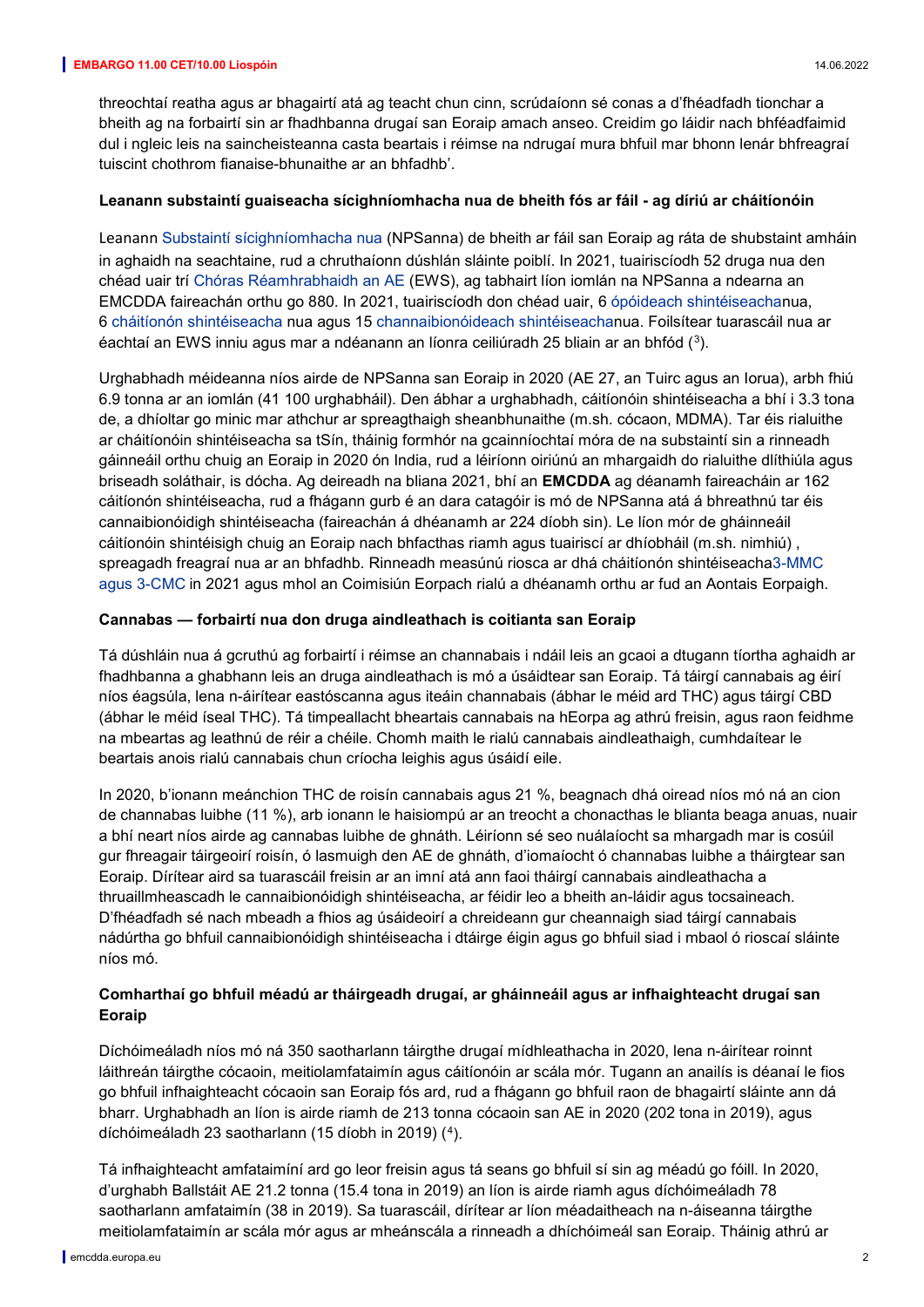threochtaí reatha agus ar bhagairtí atá ag teacht chun cinn, scrúdaíonn sé conas a d'fhéadfadh tionchar a bheith ag na forbairtí sin ar fhadhbanna drugaí san Eoraip amach anseo. Creidim go láidir nach bhféadfaimid dul i ngleic leis na saincheisteanna casta beartais i réimse na ndrugaí mura bhfuil mar bhonn lenár bhfreagraí tuiscint chothrom fianaise-bhunaithe ar an bhfadhb'.

**Leanann substaintí guaiseacha sícighníomhacha nua de bheith fós ar fáil - ag díriú ar cháitíonóin**

Leanann Substaintí sícighníomhacha nua (NPSanna) de bheith ar fáil san Eoraip ag ráta de shubstaint amháin in aghaidh na seachtaine, rud a chruthaíonn dúshlán sláinte poiblí. In 2021, tuairiscíodh 52 druga nua den chéad uair trí Chóras Réamhrabhaidh an AE (EWS), ag tabhairt líon iomlán na NPSanna a ndearna an EMCDDA faireachán orthu go 880. In 2021, tuairiscíodh don chéad uair, 6 ópóideach shintéiseachanua, 6 cháitíonón shintéiseacha nua agus 15 channaibionóideach shintéiseachanua. Foilsítear tuarascáil nua ar éachtaí an EWS inniu agus mar a ndéanann an líonra ceiliúradh 25 bliain ar an bhfód ([3]).

Urghabhadh méideanna níos airde de NPSanna san Eoraip in 2020 (AE 27, an Tuirc agus an Iorua), arbh fhiú 6.9 tonna ar an iomlán (41 100 urghabháil). Den ábhar a urghabhadh, cáitíonóin shintéiseacha a bhí i 3.3 tona de, a dhíoltar go minic mar athchur ar spreagthaigh sheanbhunaithe (m.sh. cócaon, MDMA). Tar éis rialuithe ar cháitíonóin shintéiseacha sa tSín, tháinig formhór na gcainníochtaí móra de na substaintí sin a rinneadh gáinneáil orthu chuig an Eoraip in 2020 ón India, rud a léiríonn oiriúnú an mhargaidh do rialuithe dlíthiúla agus briseadh soláthair, is dócha. Ag deireadh na bliana 2021, bhí an **EMCDDA** ag déanamh faireacháin ar 162 cáitíonón shintéiseacha, rud a fhágann gurb é an dara catagóir is mó de NPSanna atá á bhreathnú tar éis cannaibionóidigh shintéiseacha (faireachán á dhéanamh ar 224 díobh sin). Le líon mór de gháinneáil cáitíonóin shintéisigh chuig an Eoraip nach bhfacthas riamh agus tuairiscí ar dhíobháil (m.sh. nimhiú) , spreagadh freagraí nua ar an bhfadhb. Rinneadh measúnú riosca ar dhá cháitíonón shintéiseacha3-MMC agus 3-CMC in 2021 agus mhol an Coimisiún Eorpach rialú a dhéanamh orthu ar fud an Aontais Eorpaigh.

**Cannabas — forbairtí nua don druga aindleathach is coitianta san Eoraip**

Tá dúshláin nua á gcruthú ag forbairtí i réimse an channabais i ndáil leis an gcaoi a dtugann tíortha aghaidh ar fhadhbanna a ghabhann leis an druga aindleathach is mó a úsáidtear san Eoraip. Tá táirgí cannabais ag éirí níos éagsúla, lena n-áirítear eastóscanna agus iteáin channabais (ábhar le méid ard THC) agus táirgí CBD (ábhar le méid íseal THC). Tá timpeallacht bheartais cannabais na hEorpa ag athrú freisin, agus raon feidhme na mbeartas ag leathnú de réir a chéile. Chomh maith le rialú cannabais aindleathaigh, cumhdaítear le beartais anois rialú cannabais chun críocha leighis agus úsáidí eile.

In 2020, b'ionann meánchion THC de roisín cannabais agus 21 %, beagnach dhá oiread níos mó ná an cion de channabas luibhe (11 %), arb ionann le haisiompú ar an treocht a chonacthas le blianta beaga anuas, nuair a bhí neart níos airde ag cannabas luibhe de ghnáth. Léiríonn sé seo nuálaíocht sa mhargadh mar is cosúil gur fhreagair táirgeoirí roisín, ó lasmuigh den AE de ghnáth, d'iomaíocht ó channabas luibhe a tháirgtear san Eoraip. Dírítear aird sa tuarascáil freisin ar an imní atá ann faoi tháirgí cannabais aindleathacha a thruaillmheascadh le cannaibionóidigh shintéiseacha, ar féidir leo a bheith an-láidir agus tocsaineach. D'fhéadfadh sé nach mbeadh a fhios ag úsáideoirí a chreideann gur cheannaigh siad táirgí cannabais nádúrtha go bhfuil cannaibionóidigh shintéiseacha i dtáirge éigin agus go bhfuil siad i mbaol ó rioscaí sláinte níos mó.

**Comharthaí go bhfuil méadú ar tháirgeadh drugaí, ar gháinneáil agus ar infhaighteacht drugaí san Eoraip**

Díchóimeáladh níos mó ná 350 saotharlann táirgthe drugaí mídhleathacha in 2020, lena n-áirítear roinnt láithreán táirgthe cócaoin, meitiolamfataimín agus cáitíonóin ar scála mór. Tugann an anailís is déanaí le fios go bhfuil infhaighteacht cócaoin san Eoraip fós ard, rud a fhágann go bhfuil raon de bhagairtí sláinte ann dá bharr. Urghabhadh an líon is airde riamh de 213 tonna cócaoin san AE in 2020 (202 tona in 2019), agus díchóimeáladh 23 saotharlann (15 díobh in 2019) ([4]).

Tá infhaighteacht amfataimíní ard go leor freisin agus tá seans go bhfuil sí sin ag méadú go fóill. In 2020, d'urghabh Ballstáit AE 21.2 tonna (15.4 tona in 2019) an líon is airde riamh agus díchóimeáladh 78 saotharlann amfataimín (38 in 2019). Sa tuarascáil, dírítear ar líon méadaitheach na n-áiseanna táirgthe meitiolamfataimín ar scála mór agus ar mheánscála a rinneadh a dhíchóimeál san Eoraip. Tháinig athrú ar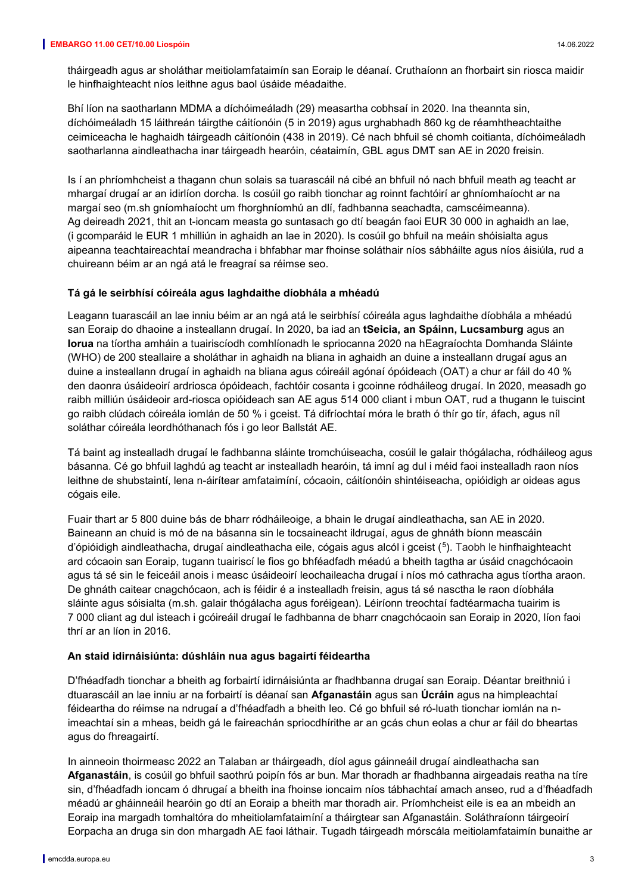tháirgeadh agus ar sholáthar meitiolamfataimín san Eoraip le déanaí. Cruthaíonn an fhorbairt sin riosca maidir le hinfhaighteacht níos leithne agus baol úsáide méadaithe.

Bhí líon na saotharlann MDMA a díchóimeáladh (29) measartha cobhsaí in 2020. Ina theannta sin, díchóimeáladh 15 láithreán táirgthe cáitíonóin (5 in 2019) agus urghabhadh 860 kg de réamhtheachtaithe ceimiceacha le haghaidh táirgeadh cáitíonóin (438 in 2019). Cé nach bhfuil sé chomh coitianta, díchóimeáladh saotharlanna aindleathacha inar táirgeadh hearóin, céataimín, GBL agus DMT san AE in 2020 freisin.

Is í an phríomhcheist a thagann chun solais sa tuarascáil ná cibé an bhfuil nó nach bhfuil meath ag teacht ar mhargaí drugaí ar an idirlíon dorcha. Is cosúil go raibh tionchar ag roinnt fachtóirí ar ghníomhaíocht ar na margaí seo (m.sh gníomhaíocht um fhorghníomhú an dlí, fadhbanna seachadta, camscéimeanna). Ag deireadh 2021, thit an t-ioncam measta go suntasach go dtí beagán faoi EUR 30 000 in aghaidh an lae, (i gcomparáid le EUR 1 mhilliún in aghaidh an lae in 2020). Is cosúil go bhfuil na meáin shóisialta agus aipeanna teachtaireachtaí meandracha i bhfabhar mar fhoinse soláthair níos sábháilte agus níos áisiúla, rud a chuireann béim ar an ngá atá le freagraí sa réimse seo.

**Tá gá le seirbhísí cóireála agus laghdaithe díobhála a mhéadú**

Leagann tuarascáil an lae inniu béim ar an ngá atá le seirbhísí cóireála agus laghdaithe díobhála a mhéadú san Eoraip do dhaoine a insteallann drugaí. In 2020, ba iad an **tSeicia, an Spáinn, Lucsamburg** agus an **Iorua** na tíortha amháin a tuairiscíodh comhlíonadh le spriocanna 2020 na hEagraíochta Domhanda Sláinte (WHO) de 200 steallaire a sholáthar in aghaidh na bliana in aghaidh an duine a insteallann drugaí agus an duine a insteallann drugaí in aghaidh na bliana agus cóireáil agónaí ópóideach (OAT) a chur ar fáil do 40 % den daonra úsáideoirí ardriosca ópóideach, fachtóir cosanta i gcoinne ródháileog drugaí. In 2020, measadh go raibh milliún úsáideoir ard-riosca opióideach san AE agus 514 000 cliant i mbun OAT, rud a thugann le tuiscint go raibh clúdach cóireála iomlán de 50 % i gceist. Tá difríochtaí móra le brath ó thír go tír, áfach, agus níl soláthar cóireála leordhóthanach fós i go leor Ballstát AE.

Tá baint ag instealladh drugaí le fadhbanna sláinte tromchúiseacha, cosúil le galair thógálacha, ródháileog agus básanna. Cé go bhfuil laghdú ag teacht ar instealladh hearóin, tá imní ag dul i méid faoi instealladh raon níos leithne de shubstaintí, lena n-áirítear amfataimíní, cócaoin, cáitíonóin shintéiseacha, opióidigh ar oideas agus cógais eile.

Fuair thart ar 5 800 duine bás de bharr ródháileoige, a bhain le drugaí aindleathacha, san AE in 2020. Baineann an chuid is mó de na básanna sin le tocsaineacht ildrugaí, agus de ghnáth bíonn meascáin d'ópióidigh aindleathacha, drugaí aindleathacha eile, cógais agus alcól i gceist ([5]). Taobh le hinfhaighteacht ard cócaoin san Eoraip, tugann tuairiscí le fios go bhféadfadh méadú a bheith tagtha ar úsáid cnagchócaoin agus tá sé sin le feiceáil anois i measc úsáideoirí leochaileacha drugaí i níos mó cathracha agus tíortha araon. De ghnáth caitear cnagchócaon, ach is féidir é a instealladh freisin, agus tá sé nasctha le raon díobhála sláinte agus sóisialta (m.sh. galair thógálacha agus foréigean). Léiríonn treochtaí fadtéarmacha tuairim is 7 000 cliant ag dul isteach i gcóireáil drugaí le fadhbanna de bharr cnagchócaoin san Eoraip in 2020, líon faoi thrí ar an líon in 2016.

**An staid idirnáisiúnta: dúshláin nua agus bagairtí féideartha**

D'fhéadfadh tionchar a bheith ag forbairtí idirnáisiúnta ar fhadhbanna drugaí san Eoraip. Déantar breithniú i dtuarascáil an lae inniu ar na forbairtí is déanaí san **Afganastáin** agus san **Úcráin** agus na himpleachtaí féideartha do réimse na ndrugaí a d'fhéadfadh a bheith leo. Cé go bhfuil sé ró-luath tionchar iomlán na n-imeachtaí sin a mheas, beidh gá le faireachán spriocdhírithe ar an gcás chun eolas a chur ar fáil do bheartas agus do fhreagairtí.

In ainneoin thoirmeasc 2022 an Talaban ar tháirgeadh, díol agus gáinneáil drugaí aindleathacha san **Afganastáin**, is cosúil go bhfuil saothrú poipín fós ar bun. Mar thoradh ar fhadhbanna airgeadais reatha na tíre sin, d'fhéadfadh ioncam ó dhrugaí a bheith ina fhoinse ioncaim níos tábhachtaí amach anseo, rud a d'fhéadfadh méadú ar gháinneáil hearóin go dtí an Eoraip a bheith mar thoradh air. Príomhcheist eile is ea an mbeidh an Eoraip ina margadh tomhaltóra do mheitiolamfataimíní a tháirgtear san Afganastáin. Soláthraíonn táirgeoirí Eorpacha an druga sin don mhargadh AE faoi láthair. Tugadh táirgeadh mórscála meitiolamfataimín bunaithe ar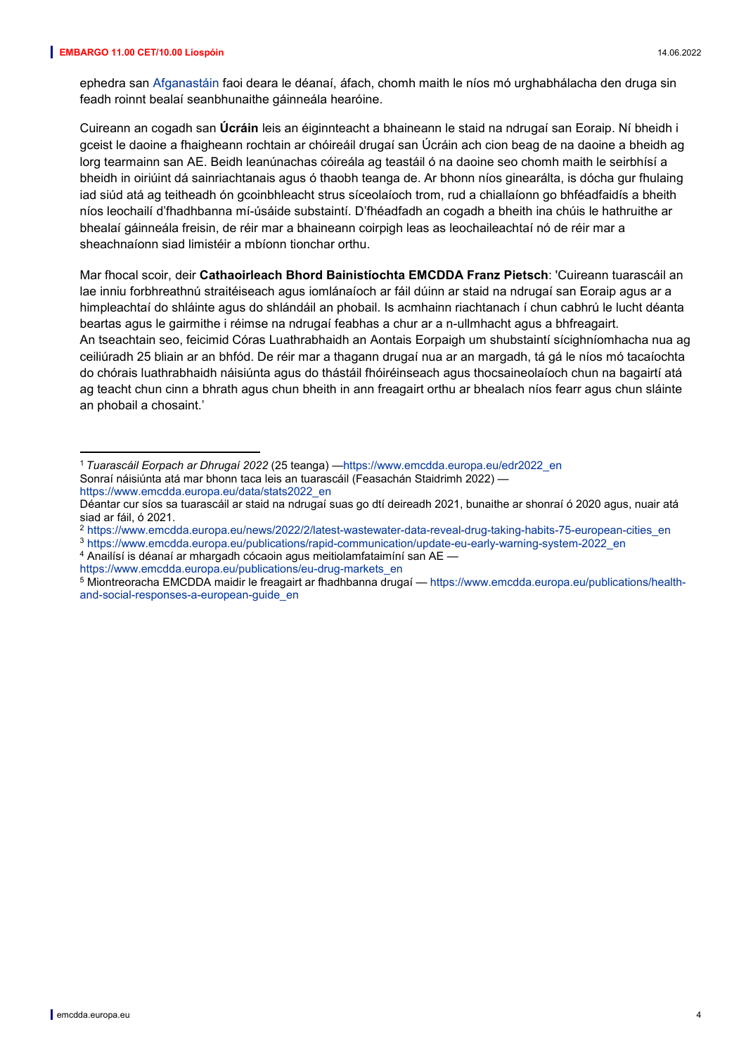ephedra san Afganastáin faoi deara le déanaí, áfach, chomh maith le níos mó urghabhálacha den druga sin feadh roinnt bealaí seanbhunaithe gáinneála hearóine.

Cuireann an cogadh san **Úcráin** leis an éiginnteacht a bhaineann le staid na ndrugaí san Eoraip. Ní bheidh i gceist le daoine a fhaigheann rochtain ar chóireáil drugaí san Úcráin ach cion beag de na daoine a bheidh ag lorg tearmainn san AE. Beidh leanúnachas cóireála ag teastáil ó na daoine seo chomh maith le seirbhísí a bheidh in oiriúint dá sainriachtanais agus ó thaobh teanga de. Ar bhonn níos ginearálta, is dócha gur fhulaing iad siúd atá ag teitheadh ón gcoinbhleacht strus síceolaíoch trom, rud a chiallaíonn go bhféadfaidís a bheith níos leochailí d'fhadhbanna mí-úsáide substaintí. D'fhéadfadh an cogadh a bheith ina chúis le hathruithe ar bhealaí gáinneála freisin, de réir mar a bhaineann coirpigh leas as leochaileachtaí nó de réir mar a sheachnaíonn siad limistéir a mbíonn tionchar orthu.

Mar fhocal scoir, deir **Cathaoirleach Bhord Bainistíochta EMCDDA Franz Pietsch**: 'Cuireann tuarascáil an lae inniu forbhreathnú straitéiseach agus iomlánaíoch ar fáil dúinn ar staid na ndrugaí san Eoraip agus ar a himpleachtaí do shláinte agus do shlándáil an phobail. Is acmhainn riachtanach í chun cabhrú le lucht déanta beartas agus le gairmithe i réimse na ndrugaí feabhas a chur ar a n-ullmhacht agus a bhfreagairt.
An tseachtain seo, feicimid Córas Luathrabhaidh an Aontais Eorpaigh um shubstaintí sícighníomhacha nua ag ceiliúradh 25 bliain ar an bhfód. De réir mar a thagann drugaí nua ar an margadh, tá gá le níos mó tacaíochta do chórais luathrabhaidh náisiúnta agus do thástáil fhóiréinseach agus thocsaineolaíoch chun na bagairtí atá ag teacht chun cinn a bhrath agus chun bheith in ann freagairt orthu ar bhealach níos fearr agus chun sláinte an phobail a chosaint.'

---

[1] *Tuarascáil Eorpach ar Dhrugaí 2022* (25 teanga) —https://www.emcdda.europa.eu/edr2022_en
Sonraí náisiúnta atá mar bhonn taca leis an tuarascáil (Feasachán Staidrimh 2022) — https://www.emcdda.europa.eu/data/stats2022_en
Déantar cur síos sa tuarascáil ar staid na ndrugaí suas go dtí deireadh 2021, bunaithe ar shonraí ó 2020 agus, nuair atá siad ar fáil, ó 2021.

[2] https://www.emcdda.europa.eu/news/2022/2/latest-wastewater-data-reveal-drug-taking-habits-75-european-cities_en

[3] https://www.emcdda.europa.eu/publications/rapid-communication/update-eu-early-warning-system-2022_en

[4] Anailísí is déanaí ar mhargadh cócaoin agus meitiolamfataimíní san AE — https://www.emcdda.europa.eu/publications/eu-drug-markets_en

[5] Miontreoracha EMCDDA maidir le freagairt ar fhadhbanna drugaí — https://www.emcdda.europa.eu/publications/health-and-social-responses-a-european-guide_en